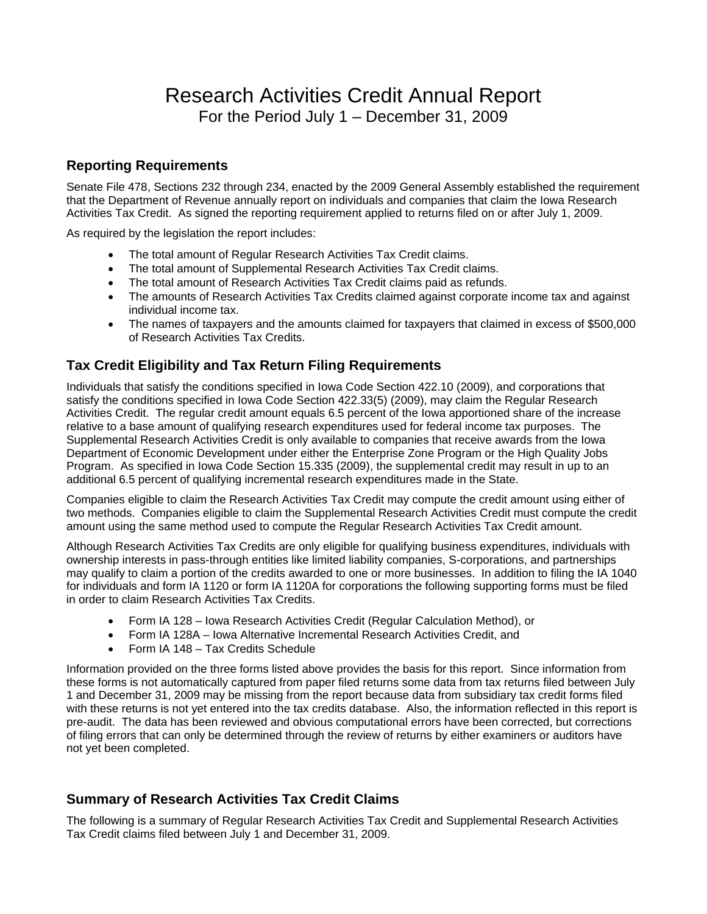# Research Activities Credit Annual Report

For the Period July 1 – December 31, 2009

## Reporting Requirements

Senate File 478, Sections 232 through 234, enacted by the 2009 General Assembly established the requirement that the Department of Revenue annually report on individuals and companies that claim the Iowa Research Activities Tax Credit. As signed the reporting requirement applied to returns filed on or after July 1, 2009.

As required by the legislation the report includes:

- The total amount of Regular Research Activities Tax Credit claims.
- The total amount of Supplemental Research Activities Tax Credit claims.
- The total amount of Research Activities Tax Credit claims paid as refunds.
- The amounts of Research Activities Tax Credits claimed against corporate income tax and against individual income tax.
- The names of taxpayers and the amounts claimed for taxpayers that claimed in excess of $500,000 of Research Activities Tax Credits.

## Tax Credit Eligibility and Tax Return Filing Requirements

Individuals that satisfy the conditions specified in Iowa Code Section 422.10 (2009), and corporations that satisfy the conditions specified in Iowa Code Section 422.33(5) (2009), may claim the Regular Research Activities Credit. The regular credit amount equals 6.5 percent of the Iowa apportioned share of the increase relative to a base amount of qualifying research expenditures used for federal income tax purposes. The Supplemental Research Activities Credit is only available to companies that receive awards from the Iowa Department of Economic Development under either the Enterprise Zone Program or the High Quality Jobs Program. As specified in Iowa Code Section 15.335 (2009), the supplemental credit may result in up to an additional 6.5 percent of qualifying incremental research expenditures made in the State.

Companies eligible to claim the Research Activities Tax Credit may compute the credit amount using either of two methods. Companies eligible to claim the Supplemental Research Activities Credit must compute the credit amount using the same method used to compute the Regular Research Activities Tax Credit amount.

Although Research Activities Tax Credits are only eligible for qualifying business expenditures, individuals with ownership interests in pass-through entities like limited liability companies, S-corporations, and partnerships may qualify to claim a portion of the credits awarded to one or more businesses. In addition to filing the IA 1040 for individuals and form IA 1120 or form IA 1120A for corporations the following supporting forms must be filed in order to claim Research Activities Tax Credits.

- Form IA 128 – Iowa Research Activities Credit (Regular Calculation Method), or
- Form IA 128A – Iowa Alternative Incremental Research Activities Credit, and
- Form IA 148 – Tax Credits Schedule

Information provided on the three forms listed above provides the basis for this report. Since information from these forms is not automatically captured from paper filed returns some data from tax returns filed between July 1 and December 31, 2009 may be missing from the report because data from subsidiary tax credit forms filed with these returns is not yet entered into the tax credits database. Also, the information reflected in this report is pre-audit. The data has been reviewed and obvious computational errors have been corrected, but corrections of filing errors that can only be determined through the review of returns by either examiners or auditors have not yet been completed.

## Summary of Research Activities Tax Credit Claims

The following is a summary of Regular Research Activities Tax Credit and Supplemental Research Activities Tax Credit claims filed between July 1 and December 31, 2009.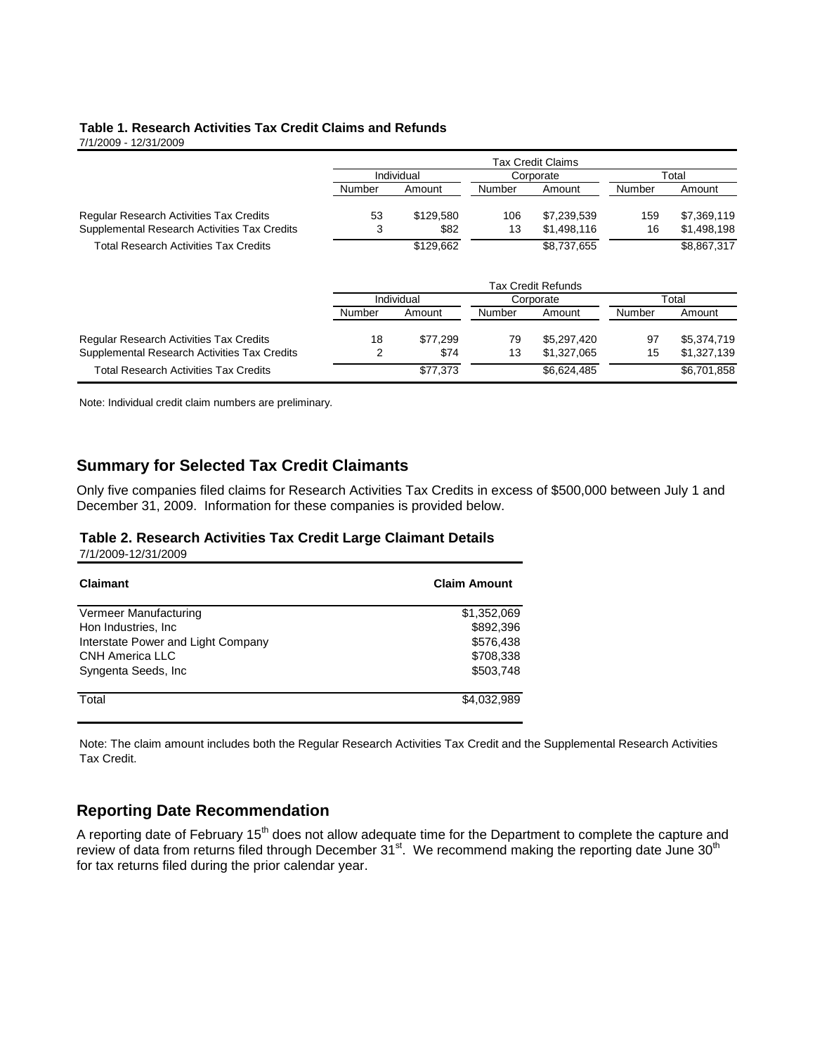**Table 1. Research Activities Tax Credit Claims and Refunds**

7/1/2009 - 12/31/2009

| | Tax Credit Claims | | | | | |
|---|---|---|---|---|---|---|
| | Individual | | Corporate | | Total | |
| | Number | Amount | Number | Amount | Number | Amount |
| Regular Research Activities Tax Credits | 53 | $129,580 | 106 | $7,239,539 | 159 | $7,369,119 |
| Supplemental Research Activities Tax Credits | 3 | $82 | 13 | $1,498,116 | 16 | $1,498,198 |
| Total Research Activities Tax Credits | | $129,662 | | $8,737,655 | | $8,867,317 |

| | Tax Credit Refunds | | | | | |
|---|---|---|---|---|---|---|
| | Individual | | Corporate | | Total | |
| | Number | Amount | Number | Amount | Number | Amount |
| Regular Research Activities Tax Credits | 18 | $77,299 | 79 | $5,297,420 | 97 | $5,374,719 |
| Supplemental Research Activities Tax Credits | 2 | $74 | 13 | $1,327,065 | 15 | $1,327,139 |
| Total Research Activities Tax Credits | | $77,373 | | $6,624,485 | | $6,701,858 |

Note: Individual credit claim numbers are preliminary.

## Summary for Selected Tax Credit Claimants

Only five companies filed claims for Research Activities Tax Credits in excess of $500,000 between July 1 and December 31, 2009. Information for these companies is provided below.

**Table 2. Research Activities Tax Credit Large Claimant Details**

7/1/2009-12/31/2009

| Claimant | Claim Amount |
|---|---|
| Vermeer Manufacturing | $1,352,069 |
| Hon Industries, Inc | $892,396 |
| Interstate Power and Light Company | $576,438 |
| CNH America LLC | $708,338 |
| Syngenta Seeds, Inc | $503,748 |
| Total | $4,032,989 |

Note: The claim amount includes both the Regular Research Activities Tax Credit and the Supplemental Research Activities Tax Credit.

## Reporting Date Recommendation

A reporting date of February 15th does not allow adequate time for the Department to complete the capture and review of data from returns filed through December 31st. We recommend making the reporting date June 30th for tax returns filed during the prior calendar year.